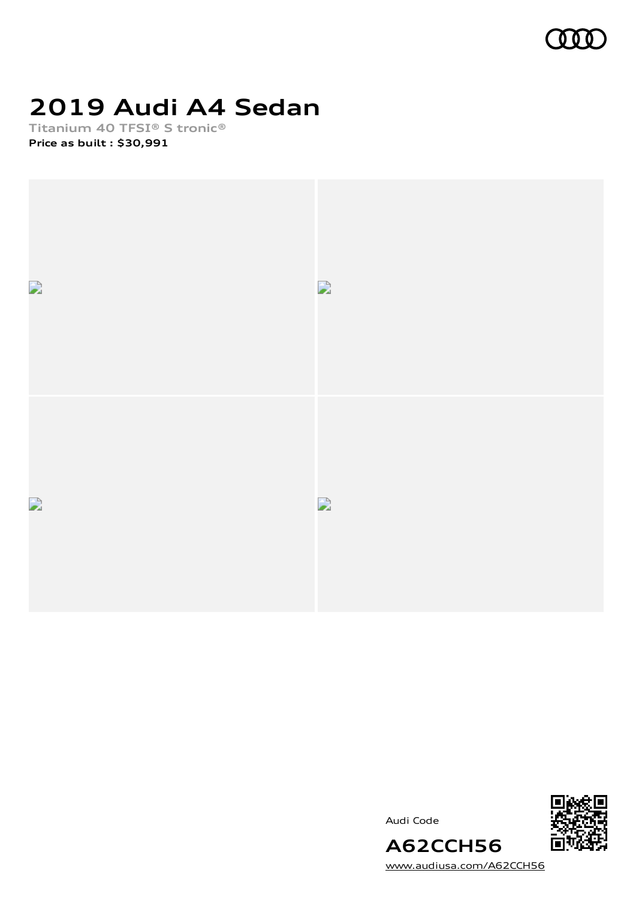# 2019 Audi A4 Sedan

Titanium 40 TFSI® S tronic®

**Price as built : $30,991**

Audi Code

## A62CCH56

[www.audiusa.com/A62CCH56](www.audiusa.com/A62CCH56)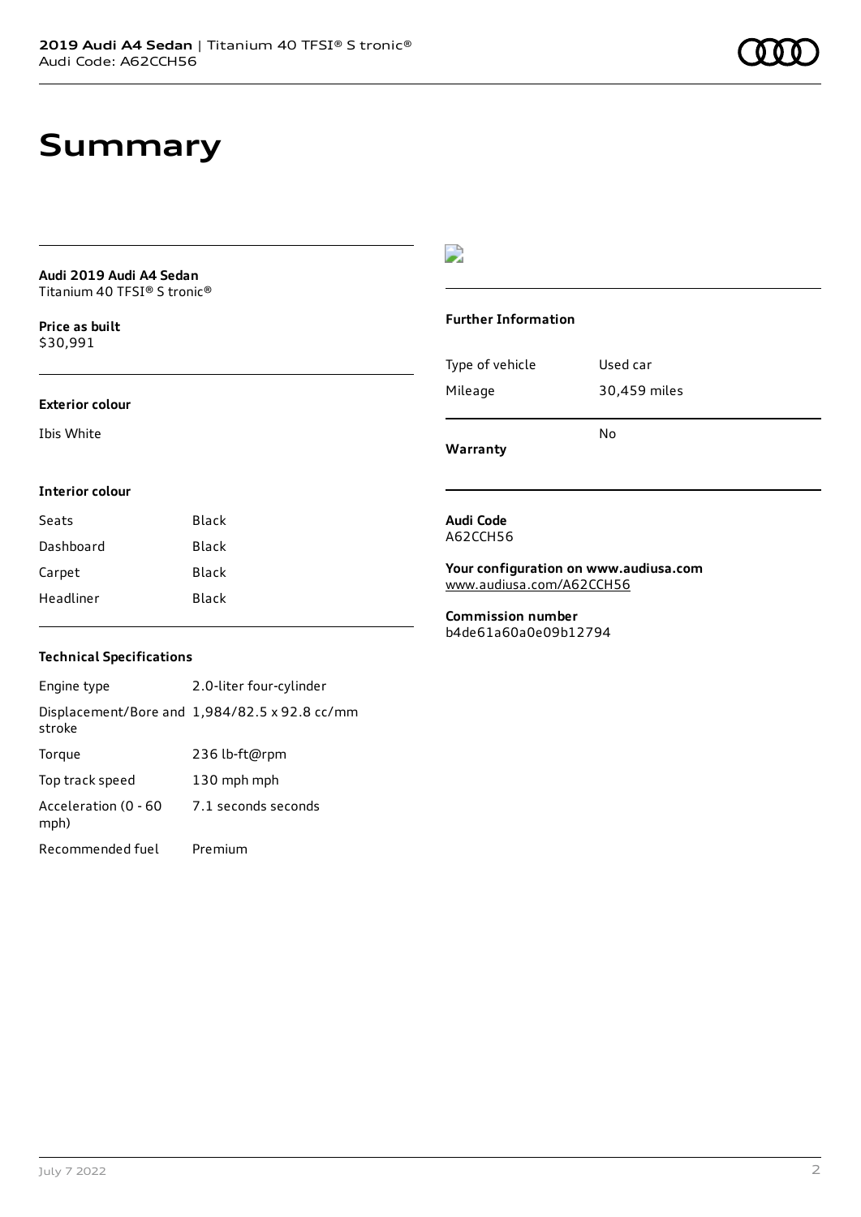# Summary

**Audi 2019 Audi A4 Sedan**
Titanium 40 TFSI® S tronic®

**Price as built**
$30,991

**Exterior colour**

Ibis White

**Interior colour**

| | |
|---|---|
| Seats | Black |
| Dashboard | Black |
| Carpet | Black |
| Headliner | Black |

**Technical Specifications**

| | |
|---|---|
| Engine type | 2.0-liter four-cylinder |
| Displacement/Bore and stroke | 1,984/82.5 x 92.8 cc/mm |
| Torque | 236 lb-ft@rpm |
| Top track speed | 130 mph mph |
| Acceleration (0 - 60 mph) | 7.1 seconds seconds |
| Recommended fuel | Premium |

**Further Information**

| | |
|---|---|
| Type of vehicle | Used car |
| Mileage | 30,459 miles |
| **Warranty** | No |

**Audi Code**
A62CCH56

**Your configuration on www.audiusa.com**
www.audiusa.com/A62CCH56

**Commission number**
b4de61a60a0e09b12794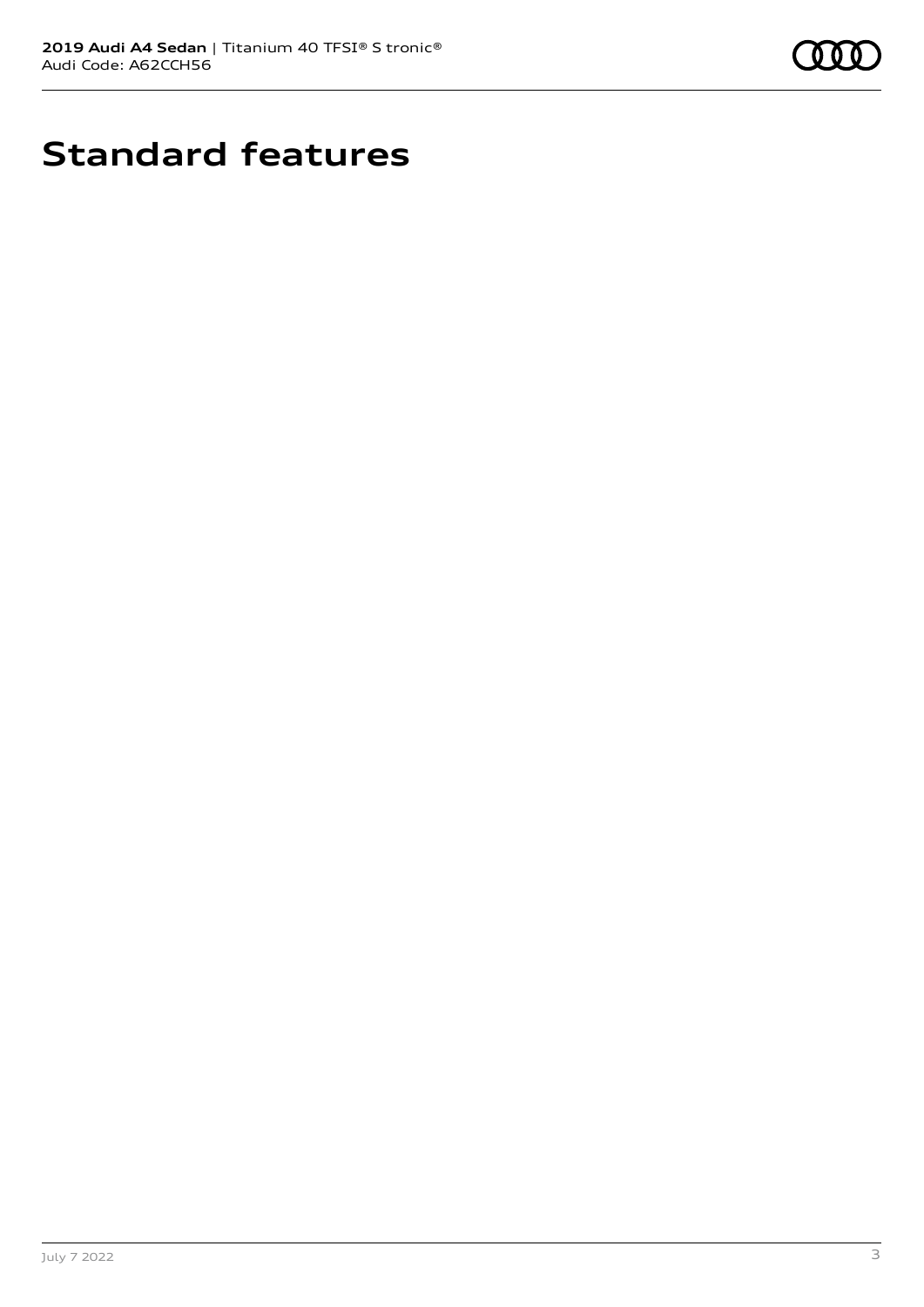# Standard features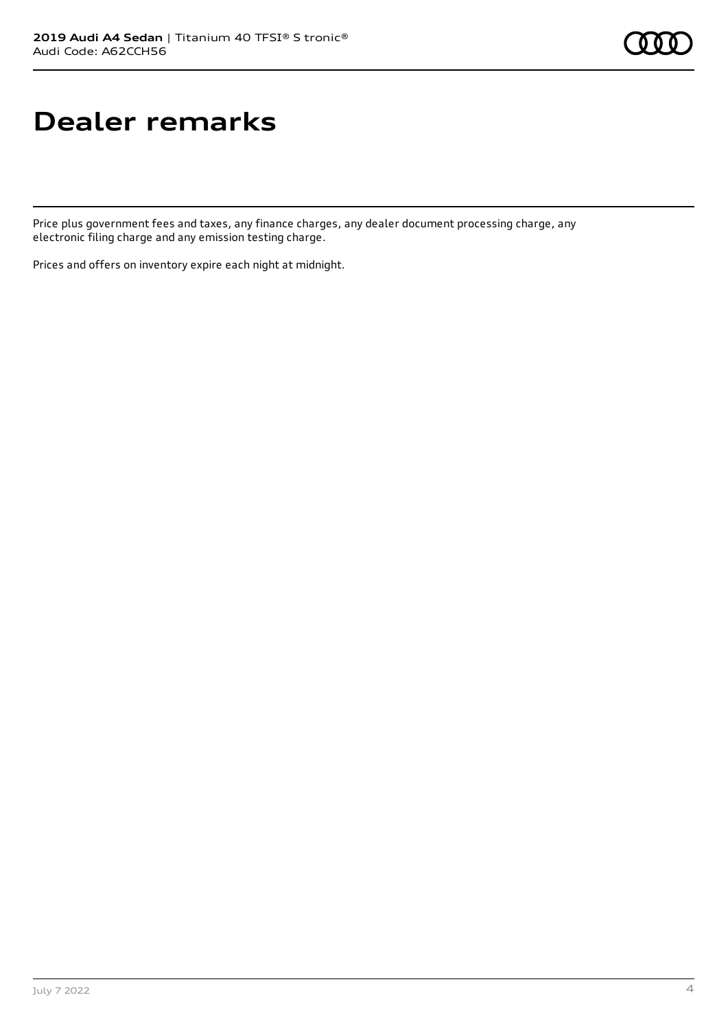# Dealer remarks

Price plus government fees and taxes, any finance charges, any dealer document processing charge, any electronic filing charge and any emission testing charge.

Prices and offers on inventory expire each night at midnight.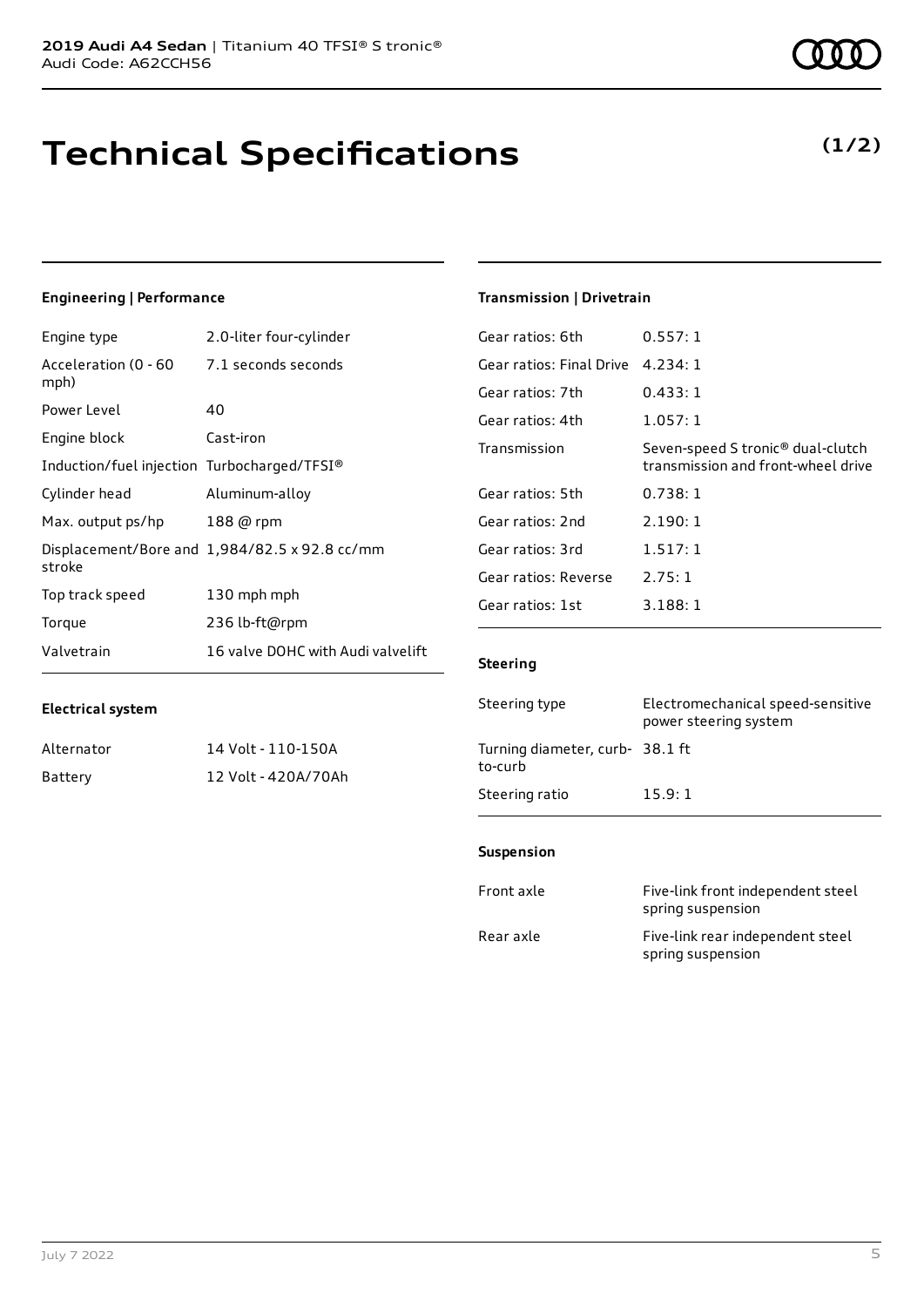# Technical Specifications

**(1/2)**

### Engineering | Performance

| | |
|---|---|
| Engine type | 2.0-liter four-cylinder |
| Acceleration (0 - 60 mph) | 7.1 seconds seconds |
| Power Level | 40 |
| Engine block | Cast-iron |
| Induction/fuel injection | Turbocharged/TFSI® |
| Cylinder head | Aluminum-alloy |
| Max. output ps/hp | 188 @ rpm |
| Displacement/Bore and stroke | 1,984/82.5 x 92.8 cc/mm |
| Top track speed | 130 mph mph |
| Torque | 236 lb-ft@rpm |
| Valvetrain | 16 valve DOHC with Audi valvelift |

### Electrical system

| | |
|---|---|
| Alternator | 14 Volt - 110-150A |
| Battery | 12 Volt - 420A/70Ah |

### Transmission | Drivetrain

| | |
|---|---|
| Gear ratios: 6th | 0.557: 1 |
| Gear ratios: Final Drive | 4.234: 1 |
| Gear ratios: 7th | 0.433: 1 |
| Gear ratios: 4th | 1.057: 1 |
| Transmission | Seven-speed S tronic® dual-clutch transmission and front-wheel drive |
| Gear ratios: 5th | 0.738: 1 |
| Gear ratios: 2nd | 2.190: 1 |
| Gear ratios: 3rd | 1.517: 1 |
| Gear ratios: Reverse | 2.75: 1 |
| Gear ratios: 1st | 3.188: 1 |

### Steering

| | |
|---|---|
| Steering type | Electromechanical speed-sensitive power steering system |
| Turning diameter, curb-to-curb | 38.1 ft |
| Steering ratio | 15.9: 1 |

### Suspension

| | |
|---|---|
| Front axle | Five-link front independent steel spring suspension |
| Rear axle | Five-link rear independent steel spring suspension |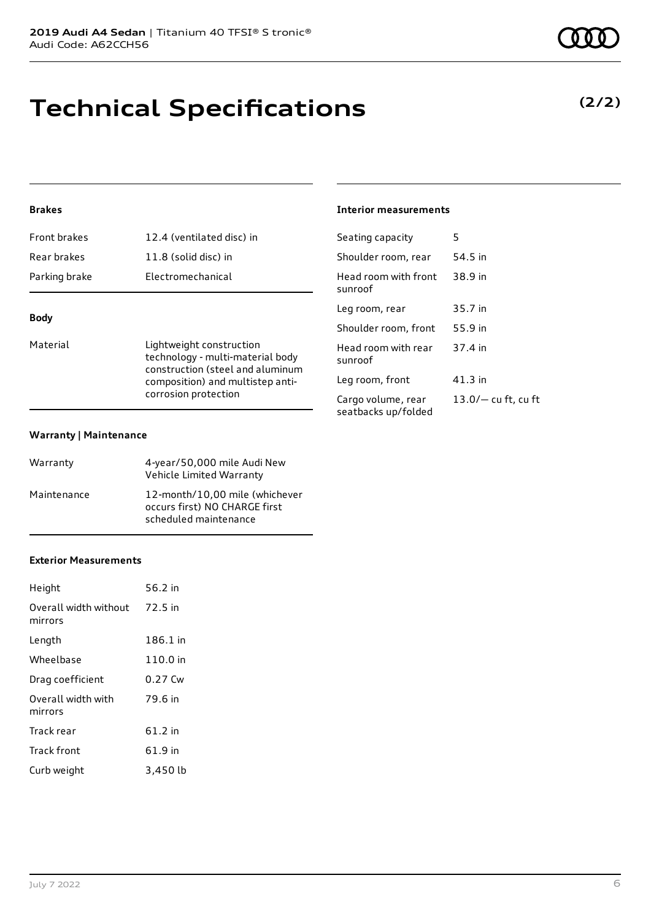# Technical Specifications

**(2/2)**

### Brakes

| | |
|---|---|
| Front brakes | 12.4 (ventilated disc) in |
| Rear brakes | 11.8 (solid disc) in |
| Parking brake | Electromechanical |

### Body

| | |
|---|---|
| Material | Lightweight construction technology - multi-material body construction (steel and aluminum composition) and multistep anti-corrosion protection |

### Warranty | Maintenance

| | |
|---|---|
| Warranty | 4-year/50,000 mile Audi New Vehicle Limited Warranty |
| Maintenance | 12-month/10,00 mile (whichever occurs first) NO CHARGE first scheduled maintenance |

### Exterior Measurements

| | |
|---|---|
| Height | 56.2 in |
| Overall width without mirrors | 72.5 in |
| Length | 186.1 in |
| Wheelbase | 110.0 in |
| Drag coefficient | 0.27 Cw |
| Overall width with mirrors | 79.6 in |
| Track rear | 61.2 in |
| Track front | 61.9 in |
| Curb weight | 3,450 lb |

### Interior measurements

| | |
|---|---|
| Seating capacity | 5 |
| Shoulder room, rear | 54.5 in |
| Head room with front sunroof | 38.9 in |
| Leg room, rear | 35.7 in |
| Shoulder room, front | 55.9 in |
| Head room with rear sunroof | 37.4 in |
| Leg room, front | 41.3 in |
| Cargo volume, rear seatbacks up/folded | 13.0/— cu ft, cu ft |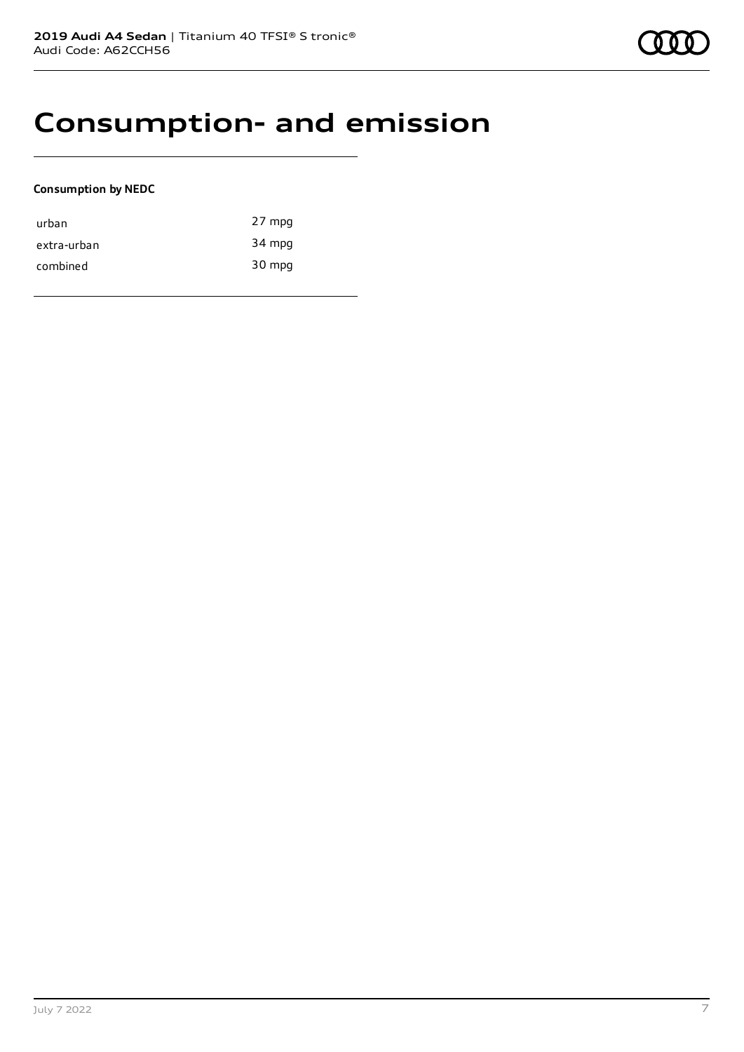# Consumption- and emission

**Consumption by NEDC**

| | |
|---|---|
| urban | 27 mpg |
| extra-urban | 34 mpg |
| combined | 30 mpg |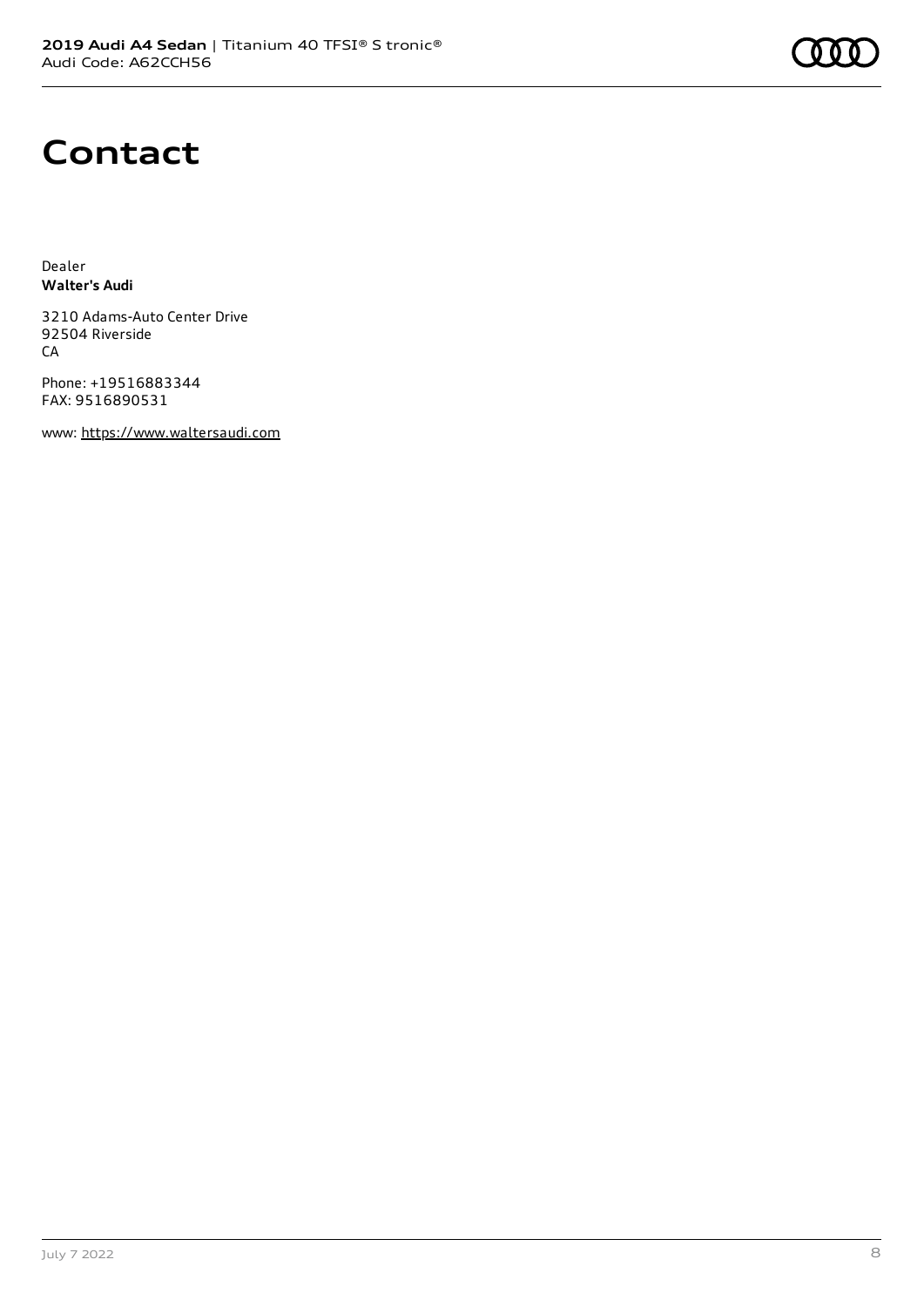# Contact

Dealer
**Walter's Audi**

3210 Adams-Auto Center Drive
92504 Riverside
CA

Phone: +19516883344
FAX: 9516890531

www: https://www.waltersaudi.com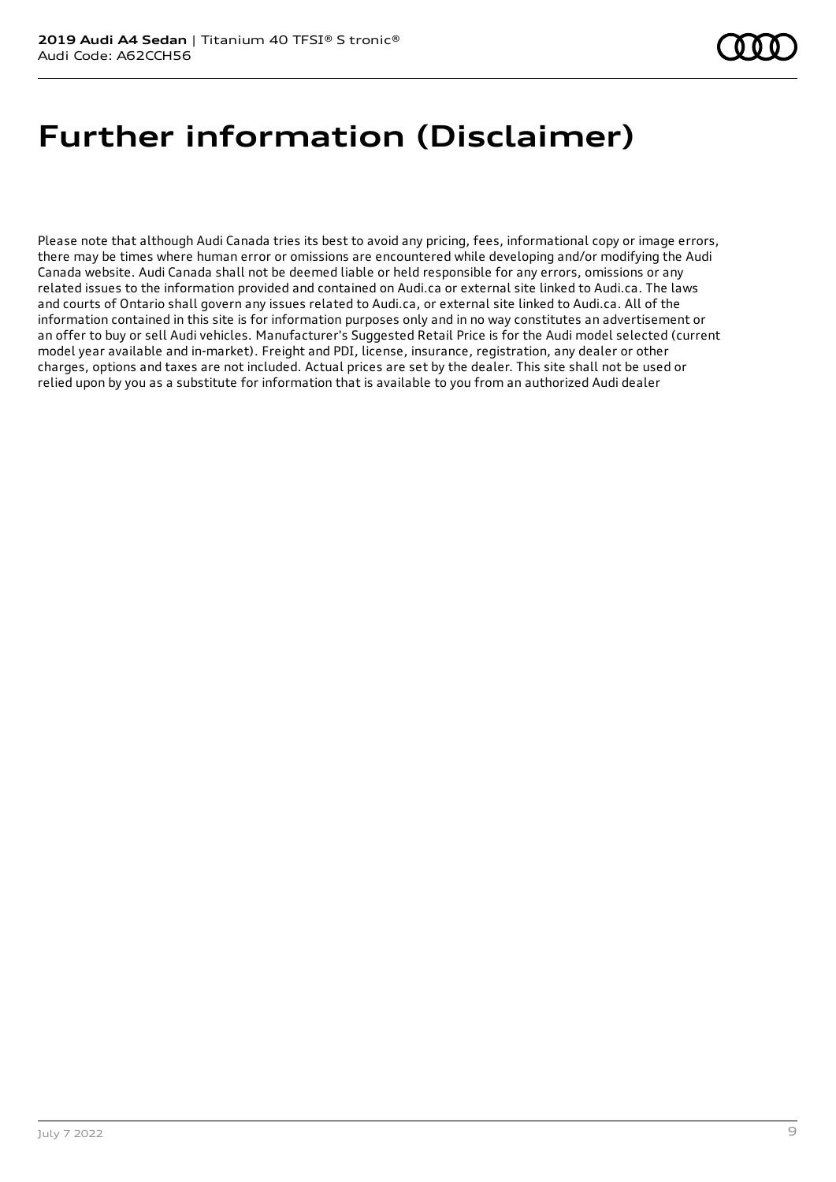# Further information (Disclaimer)

Please note that although Audi Canada tries its best to avoid any pricing, fees, informational copy or image errors, there may be times where human error or omissions are encountered while developing and/or modifying the Audi Canada website. Audi Canada shall not be deemed liable or held responsible for any errors, omissions or any related issues to the information provided and contained on Audi.ca or external site linked to Audi.ca. The laws and courts of Ontario shall govern any issues related to Audi.ca, or external site linked to Audi.ca. All of the information contained in this site is for information purposes only and in no way constitutes an advertisement or an offer to buy or sell Audi vehicles. Manufacturer's Suggested Retail Price is for the Audi model selected (current model year available and in-market). Freight and PDI, license, insurance, registration, any dealer or other charges, options and taxes are not included. Actual prices are set by the dealer. This site shall not be used or relied upon by you as a substitute for information that is available to you from an authorized Audi dealer